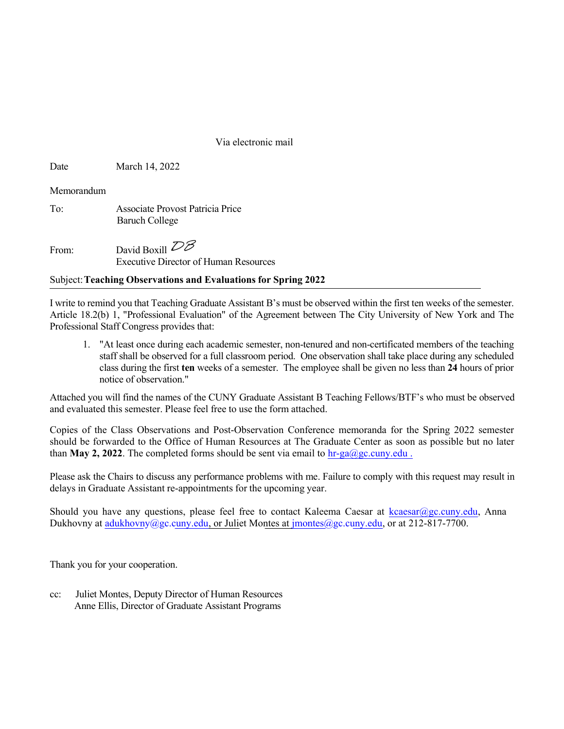Via electronic mail

Date March 14, 2022

Memorandum

To: Associate Provost Patricia Price
Baruch College

From: David Boxill DB
Executive Director of Human Resources

Subject: **Teaching Observations and Evaluations for Spring 2022**

---

I write to remind you that Teaching Graduate Assistant B's must be observed within the first ten weeks of the semester. Article 18.2(b) 1, "Professional Evaluation" of the Agreement between The City University of New York and The Professional Staff Congress provides that:

1. "At least once during each academic semester, non-tenured and non-certificated members of the teaching staff shall be observed for a full classroom period. One observation shall take place during any scheduled class during the first **ten** weeks of a semester. The employee shall be given no less than **24** hours of prior notice of observation."

Attached you will find the names of the CUNY Graduate Assistant B Teaching Fellows/BTF's who must be observed and evaluated this semester. Please feel free to use the form attached.

Copies of the Class Observations and Post-Observation Conference memoranda for the Spring 2022 semester should be forwarded to the Office of Human Resources at The Graduate Center as soon as possible but no later than **May 2, 2022**. The completed forms should be sent via email to hr-ga@gc.cuny.edu .

Please ask the Chairs to discuss any performance problems with me. Failure to comply with this request may result in delays in Graduate Assistant re-appointments for the upcoming year.

Should you have any questions, please feel free to contact Kaleema Caesar at kcaesar@gc.cuny.edu, Anna Dukhovny at adukhovny@gc.cuny.edu, or Juliet Montes at jmontes@gc.cuny.edu, or at 212-817-7700.

Thank you for your cooperation.

cc: Juliet Montes, Deputy Director of Human Resources
Anne Ellis, Director of Graduate Assistant Programs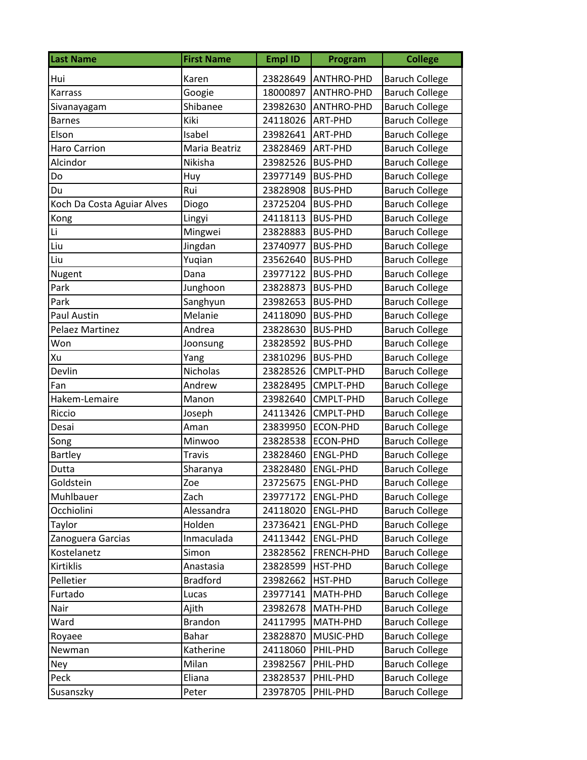| Last Name | First Name | Empl ID | Program | College |
|---|---|---|---|---|
| Hui | Karen | 23828649 | ANTHRO-PHD | Baruch College |
| Karrass | Googie | 18000897 | ANTHRO-PHD | Baruch College |
| Sivanayagam | Shibanee | 23982630 | ANTHRO-PHD | Baruch College |
| Barnes | Kiki | 24118026 | ART-PHD | Baruch College |
| Elson | Isabel | 23982641 | ART-PHD | Baruch College |
| Haro Carrion | Maria Beatriz | 23828469 | ART-PHD | Baruch College |
| Alcindor | Nikisha | 23982526 | BUS-PHD | Baruch College |
| Do | Huy | 23977149 | BUS-PHD | Baruch College |
| Du | Rui | 23828908 | BUS-PHD | Baruch College |
| Koch Da Costa Aguiar Alves | Diogo | 23725204 | BUS-PHD | Baruch College |
| Kong | Lingyi | 24118113 | BUS-PHD | Baruch College |
| Li | Mingwei | 23828883 | BUS-PHD | Baruch College |
| Liu | Jingdan | 23740977 | BUS-PHD | Baruch College |
| Liu | Yuqian | 23562640 | BUS-PHD | Baruch College |
| Nugent | Dana | 23977122 | BUS-PHD | Baruch College |
| Park | Junghoon | 23828873 | BUS-PHD | Baruch College |
| Park | Sanghyun | 23982653 | BUS-PHD | Baruch College |
| Paul Austin | Melanie | 24118090 | BUS-PHD | Baruch College |
| Pelaez Martinez | Andrea | 23828630 | BUS-PHD | Baruch College |
| Won | Joonsung | 23828592 | BUS-PHD | Baruch College |
| Xu | Yang | 23810296 | BUS-PHD | Baruch College |
| Devlin | Nicholas | 23828526 | CMPLT-PHD | Baruch College |
| Fan | Andrew | 23828495 | CMPLT-PHD | Baruch College |
| Hakem-Lemaire | Manon | 23982640 | CMPLT-PHD | Baruch College |
| Riccio | Joseph | 24113426 | CMPLT-PHD | Baruch College |
| Desai | Aman | 23839950 | ECON-PHD | Baruch College |
| Song | Minwoo | 23828538 | ECON-PHD | Baruch College |
| Bartley | Travis | 23828460 | ENGL-PHD | Baruch College |
| Dutta | Sharanya | 23828480 | ENGL-PHD | Baruch College |
| Goldstein | Zoe | 23725675 | ENGL-PHD | Baruch College |
| Muhlbauer | Zach | 23977172 | ENGL-PHD | Baruch College |
| Occhiolini | Alessandra | 24118020 | ENGL-PHD | Baruch College |
| Taylor | Holden | 23736421 | ENGL-PHD | Baruch College |
| Zanoguera Garcias | Inmaculada | 24113442 | ENGL-PHD | Baruch College |
| Kostelanetz | Simon | 23828562 | FRENCH-PHD | Baruch College |
| Kirtiklis | Anastasia | 23828599 | HST-PHD | Baruch College |
| Pelletier | Bradford | 23982662 | HST-PHD | Baruch College |
| Furtado | Lucas | 23977141 | MATH-PHD | Baruch College |
| Nair | Ajith | 23982678 | MATH-PHD | Baruch College |
| Ward | Brandon | 24117995 | MATH-PHD | Baruch College |
| Royaee | Bahar | 23828870 | MUSIC-PHD | Baruch College |
| Newman | Katherine | 24118060 | PHIL-PHD | Baruch College |
| Ney | Milan | 23982567 | PHIL-PHD | Baruch College |
| Peck | Eliana | 23828537 | PHIL-PHD | Baruch College |
| Susanszky | Peter | 23978705 | PHIL-PHD | Baruch College |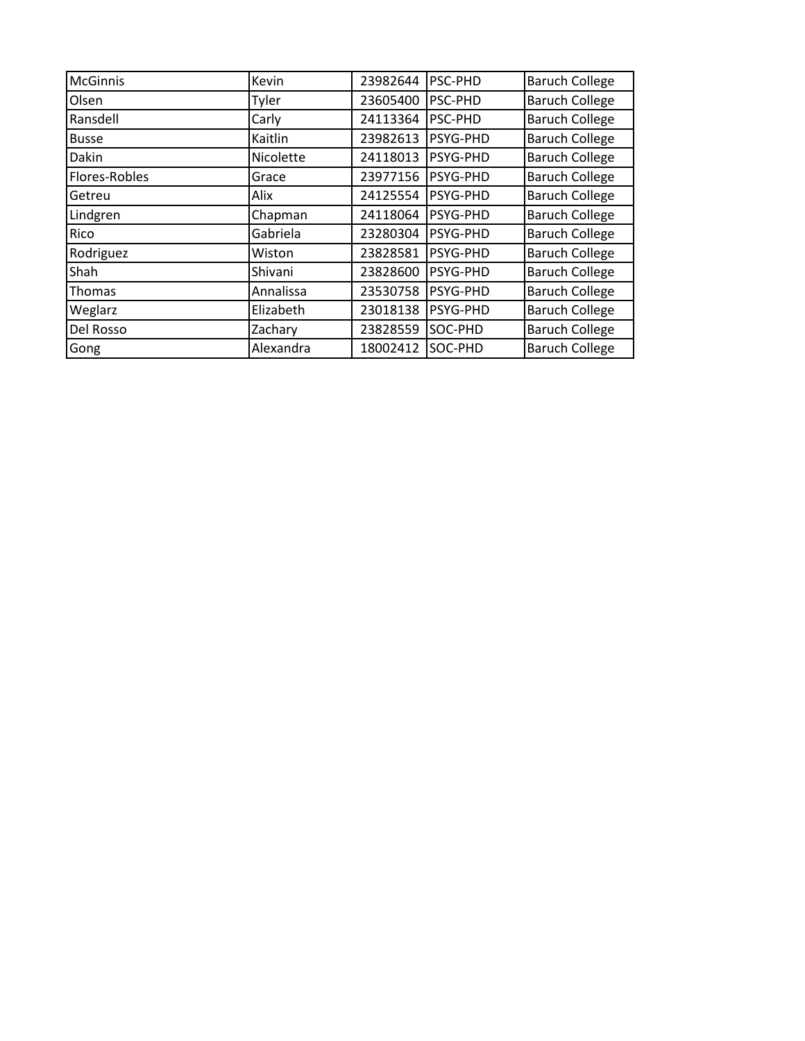| | | | | |
|---|---|---|---|---|
| McGinnis | Kevin | 23982644 | PSC-PHD | Baruch College |
| Olsen | Tyler | 23605400 | PSC-PHD | Baruch College |
| Ransdell | Carly | 24113364 | PSC-PHD | Baruch College |
| Busse | Kaitlin | 23982613 | PSYG-PHD | Baruch College |
| Dakin | Nicolette | 24118013 | PSYG-PHD | Baruch College |
| Flores-Robles | Grace | 23977156 | PSYG-PHD | Baruch College |
| Getreu | Alix | 24125554 | PSYG-PHD | Baruch College |
| Lindgren | Chapman | 24118064 | PSYG-PHD | Baruch College |
| Rico | Gabriela | 23280304 | PSYG-PHD | Baruch College |
| Rodriguez | Wiston | 23828581 | PSYG-PHD | Baruch College |
| Shah | Shivani | 23828600 | PSYG-PHD | Baruch College |
| Thomas | Annalissa | 23530758 | PSYG-PHD | Baruch College |
| Weglarz | Elizabeth | 23018138 | PSYG-PHD | Baruch College |
| Del Rosso | Zachary | 23828559 | SOC-PHD | Baruch College |
| Gong | Alexandra | 18002412 | SOC-PHD | Baruch College |